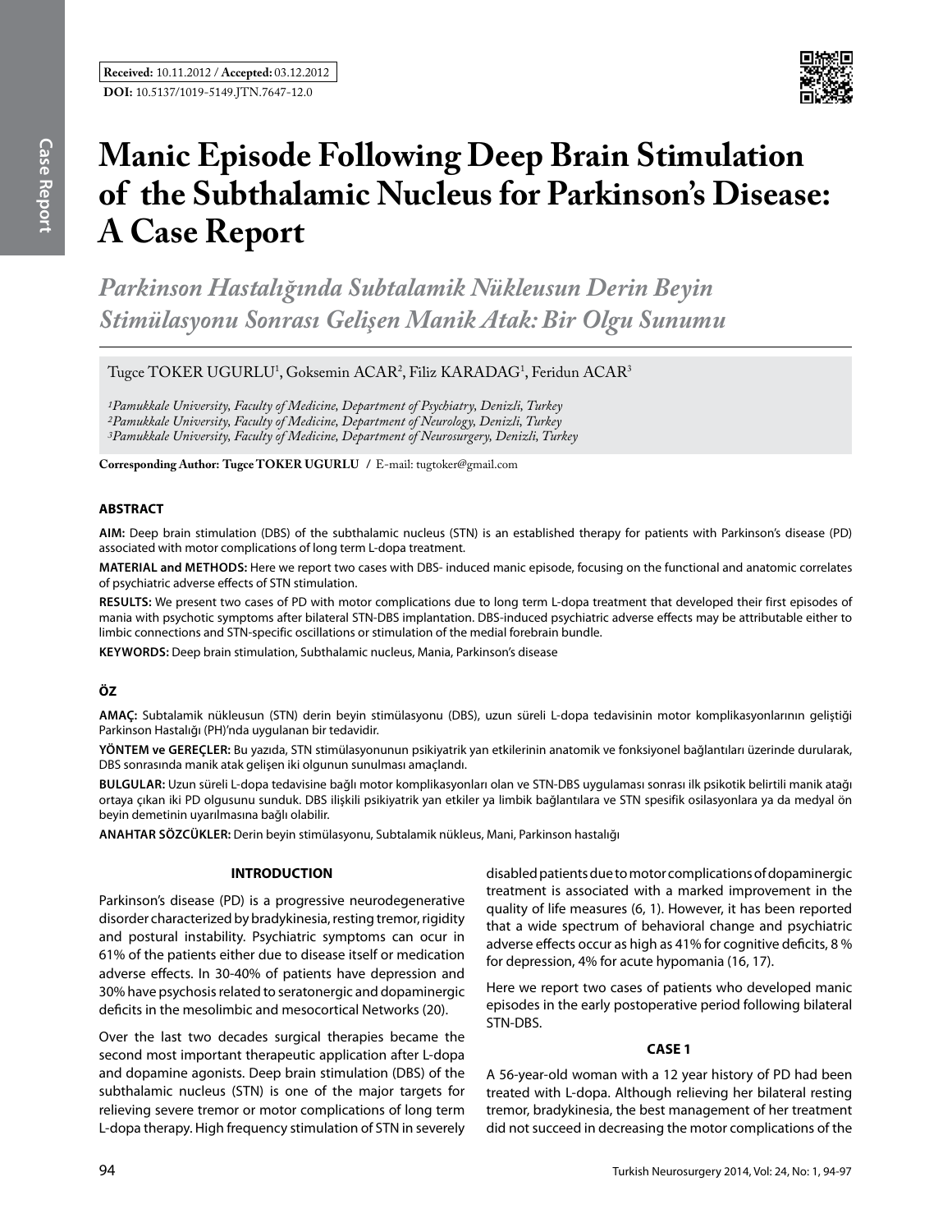**Received:** 10.11.2012 / **Accepted:** 03.12.2012
**DOI:** 10.5137/1019-5149.JTN.7647-12.0

# Manic Episode Following Deep Brain Stimulation of the Subthalamic Nucleus for Parkinson's Disease: A Case Report

## *Parkinson Hastalığında Subtalamik Nükleusun Derin Beyin Stimülasyonu Sonrası Gelişen Manik Atak: Bir Olgu Sunumu*

Tugce TOKER UGURLU[1], Goksemin ACAR[2], Filiz KARADAG[1], Feridun ACAR[3]

*[1]Pamukkale University, Faculty of Medicine, Department of Psychiatry, Denizli, Turkey*
*[2]Pamukkale University, Faculty of Medicine, Department of Neurology, Denizli, Turkey*
*[3]Pamukkale University, Faculty of Medicine, Department of Neurosurgery, Denizli, Turkey*

**Corresponding Author: Tugce TOKER UGURLU** / E-mail: tugtoker@gmail.com

### ABSTRACT

**AIM:** Deep brain stimulation (DBS) of the subthalamic nucleus (STN) is an established therapy for patients with Parkinson's disease (PD) associated with motor complications of long term L-dopa treatment.

**MATERIAL and METHODS:** Here we report two cases with DBS- induced manic episode, focusing on the functional and anatomic correlates of psychiatric adverse effects of STN stimulation.

**RESULTS:** We present two cases of PD with motor complications due to long term L-dopa treatment that developed their first episodes of mania with psychotic symptoms after bilateral STN-DBS implantation. DBS-induced psychiatric adverse effects may be attributable either to limbic connections and STN-specific oscillations or stimulation of the medial forebrain bundle.

**KEYWORDS:** Deep brain stimulation, Subthalamic nucleus, Mania, Parkinson's disease

### ÖZ

**AMAÇ:** Subtalamik nükleusun (STN) derin beyin stimülasyonu (DBS), uzun süreli L-dopa tedavisinin motor komplikasyonlarının geliştiği Parkinson Hastalığı (PH)'nda uygulanan bir tedavidir.

**YÖNTEM ve GEREÇLER:** Bu yazıda, STN stimülasyonunun psikiyatrik yan etkilerinin anatomik ve fonksiyonel bağlantıları üzerinde durularak, DBS sonrasında manik atak gelişen iki olgunun sunulması amaçlandı.

**BULGULAR:** Uzun süreli L-dopa tedavisine bağlı motor komplikasyonları olan ve STN-DBS uygulaması sonrası ilk psikotik belirtili manik atağı ortaya çıkan iki PH olgusunu sunduk. DBS ilişkili psikiyatrik yan etkiler ya limbik bağlantılara ve STN spesifik osilasyonlara ya da medyal ön beyin demetinin uyarılmasına bağlı olabilir.

**ANAHTAR SÖZCÜKLER:** Derin beyin stimülasyonu, Subtalamik nükleus, Mani, Parkinson hastalığı

### INTRODUCTION

Parkinson's disease (PD) is a progressive neurodegenerative disorder characterized by bradykinesia, resting tremor, rigidity and postural instability. Psychiatric symptoms can ocur in 61% of the patients either due to disease itself or medication adverse effects. In 30-40% of patients have depression and 30% have psychosis related to seratonergic and dopaminergic deficits in the mesolimbic and mesocortical Networks (20).

Over the last two decades surgical therapies became the second most important therapeutic application after L-dopa and dopamine agonists. Deep brain stimulation (DBS) of the subthalamic nucleus (STN) is one of the major targets for relieving severe tremor or motor complications of long term L-dopa therapy. High frequency stimulation of STN in severely disabled patients due to motor complications of dopaminergic treatment is associated with a marked improvement in the quality of life measures (6, 1). However, it has been reported that a wide spectrum of behavioral change and psychiatric adverse effects occur as high as 41% for cognitive deficits, 8 % for depression, 4% for acute hypomania (16, 17).

Here we report two cases of patients who developed manic episodes in the early postoperative period following bilateral STN-DBS.

### CASE 1

A 56-year-old woman with a 12 year history of PD had been treated with L-dopa. Although relieving her bilateral resting tremor, bradykinesia, the best management of her treatment did not succeed in decreasing the motor complications of the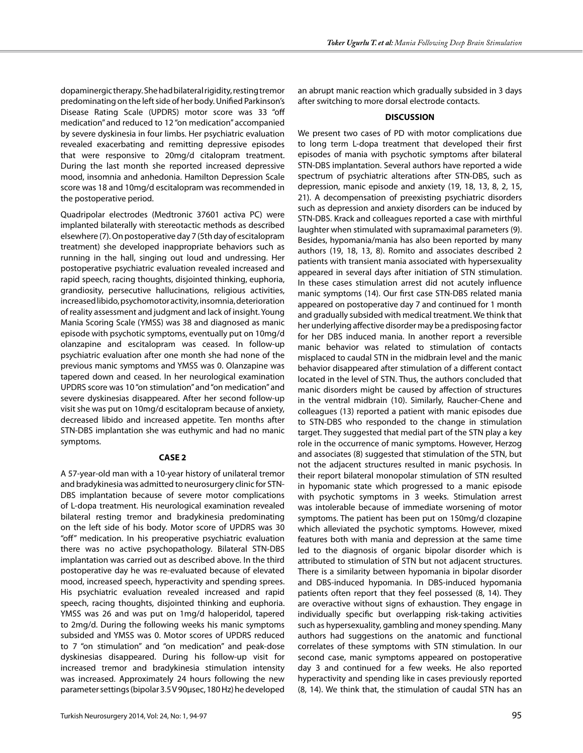dopaminergic therapy. She had bilateral rigidity, resting tremor predominating on the left side of her body. Unified Parkinson's Disease Rating Scale (UPDRS) motor score was 33 "off medication" and reduced to 12 "on medication" accompanied by severe dyskinesia in four limbs. Her psychiatric evaluation revealed exacerbating and remitting depressive episodes that were responsive to 20mg/d citalopram treatment. During the last month she reported increased depressive mood, insomnia and anhedonia. Hamilton Depression Scale score was 18 and 10mg/d escitalopram was recommended in the postoperative period.

Quadripolar electrodes (Medtronic 37601 activa PC) were implanted bilaterally with stereotactic methods as described elsewhere (7). On postoperative day 7 (5th day of escitalopram treatment) she developed inappropriate behaviors such as running in the hall, singing out loud and undressing. Her postoperative psychiatric evaluation revealed increased and rapid speech, racing thoughts, disjointed thinking, euphoria, grandiosity, persecutive hallucinations, religious activities, increased libido, psychomotor activity, insomnia, deterioration of reality assessment and judgment and lack of insight. Young Mania Scoring Scale (YMSS) was 38 and diagnosed as manic episode with psychotic symptoms, eventually put on 10mg/d olanzapine and escitalopram was ceased. In follow-up psychiatric evaluation after one month she had none of the previous manic symptoms and YMSS was 0. Olanzapine was tapered down and ceased. In her neurological examination UPDRS score was 10 "on stimulation" and "on medication" and severe dyskinesias disappeared. After her second follow-up visit she was put on 10mg/d escitalopram because of anxiety, decreased libido and increased appetite. Ten months after STN-DBS implantation she was euthymic and had no manic symptoms.

## CASE 2

A 57-year-old man with a 10-year history of unilateral tremor and bradykinesia was admitted to neurosurgery clinic for STN-DBS implantation because of severe motor complications of L-dopa treatment. His neurological examination revealed bilateral resting tremor and bradykinesia predominating on the left side of his body. Motor score of UPDRS was 30 "off" medication. In his preoperative psychiatric evaluation there was no active psychopathology. Bilateral STN-DBS implantation was carried out as described above. In the third postoperative day he was re-evaluated because of elevated mood, increased speech, hyperactivity and spending sprees. His psychiatric evaluation revealed increased and rapid speech, racing thoughts, disjointed thinking and euphoria. YMSS was 26 and was put on 1mg/d haloperidol, tapered to 2mg/d. During the following weeks his manic symptoms subsided and YMSS was 0. Motor scores of UPDRS reduced to 7 "on stimulation" and "on medication" and peak-dose dyskinesias disappeared. During his follow-up visit for increased tremor and bradykinesia stimulation intensity was increased. Approximately 24 hours following the new parameter settings (bipolar 3.5 V 90µsec, 180 Hz) he developed an abrupt manic reaction which gradually subsided in 3 days after switching to more dorsal electrode contacts.

## DISCUSSION

We present two cases of PD with motor complications due to long term L-dopa treatment that developed their first episodes of mania with psychotic symptoms after bilateral STN-DBS implantation. Several authors have reported a wide spectrum of psychiatric alterations after STN-DBS, such as depression, manic episode and anxiety (19, 18, 13, 8, 2, 15, 21). A decompensation of preexisting psychiatric disorders such as depression and anxiety disorders can be induced by STN-DBS. Krack and colleagues reported a case with mirthful laughter when stimulated with supramaximal parameters (9). Besides, hypomania/mania has also been reported by many authors (19, 18, 13, 8). Romito and associates described 2 patients with transient mania associated with hypersexuality appeared in several days after initiation of STN stimulation. In these cases stimulation arrest did not acutely influence manic symptoms (14). Our first case STN-DBS related mania appeared on postoperative day 7 and continued for 1 month and gradually subsided with medical treatment. We think that her underlying affective disorder may be a predisposing factor for her DBS induced mania. In another report a reversible manic behavior was related to stimulation of contacts misplaced to caudal STN in the midbrain level and the manic behavior disappeared after stimulation of a different contact located in the level of STN. Thus, the authors concluded that manic disorders might be caused by affection of structures in the ventral midbrain (10). Similarly, Raucher-Chene and colleagues (13) reported a patient with manic episodes due to STN-DBS who responded to the change in stimulation target. They suggested that medial part of the STN play a key role in the occurrence of manic symptoms. However, Herzog and associates (8) suggested that stimulation of the STN, but not the adjacent structures resulted in manic psychosis. In their report bilateral monopolar stimulation of STN resulted in hypomanic state which progressed to a manic episode with psychotic symptoms in 3 weeks. Stimulation arrest was intolerable because of immediate worsening of motor symptoms. The patient has been put on 150mg/d clozapine which alleviated the psychotic symptoms. However, mixed features both with mania and depression at the same time led to the diagnosis of organic bipolar disorder which is attributed to stimulation of STN but not adjacent structures. There is a similarity between hypomania in bipolar disorder and DBS-induced hypomania. In DBS-induced hypomania patients often report that they feel possessed (8, 14). They are overactive without signs of exhaustion. They engage in individually specific but overlapping risk-taking activities such as hypersexuality, gambling and money spending. Many authors had suggestions on the anatomic and functional correlates of these symptoms with STN stimulation. In our second case, manic symptoms appeared on postoperative day 3 and continued for a few weeks. He also reported hyperactivity and spending like in cases previously reported (8, 14). We think that, the stimulation of caudal STN has an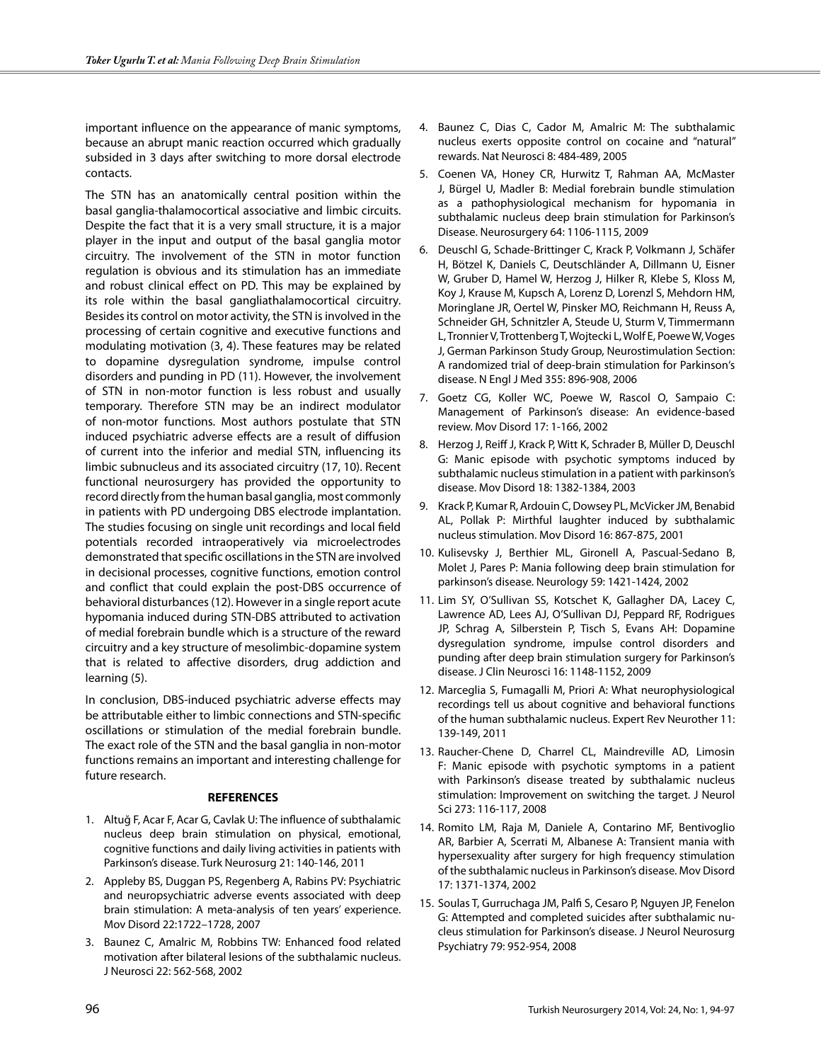important influence on the appearance of manic symptoms, because an abrupt manic reaction occurred which gradually subsided in 3 days after switching to more dorsal electrode contacts.

The STN has an anatomically central position within the basal ganglia-thalamocortical associative and limbic circuits. Despite the fact that it is a very small structure, it is a major player in the input and output of the basal ganglia motor circuitry. The involvement of the STN in motor function regulation is obvious and its stimulation has an immediate and robust clinical effect on PD. This may be explained by its role within the basal gangliathalamocortical circuitry. Besides its control on motor activity, the STN is involved in the processing of certain cognitive and executive functions and modulating motivation (3, 4). These features may be related to dopamine dysregulation syndrome, impulse control disorders and punding in PD (11). However, the involvement of STN in non-motor function is less robust and usually temporary. Therefore STN may be an indirect modulator of non-motor functions. Most authors postulate that STN induced psychiatric adverse effects are a result of diffusion of current into the inferior and medial STN, influencing its limbic subnucleus and its associated circuitry (17, 10). Recent functional neurosurgery has provided the opportunity to record directly from the human basal ganglia, most commonly in patients with PD undergoing DBS electrode implantation. The studies focusing on single unit recordings and local field potentials recorded intraoperatively via microelectrodes demonstrated that specific oscillations in the STN are involved in decisional processes, cognitive functions, emotion control and conflict that could explain the post-DBS occurrence of behavioral disturbances (12). However in a single report acute hypomania induced during STN-DBS attributed to activation of medial forebrain bundle which is a structure of the reward circuitry and a key structure of mesolimbic-dopamine system that is related to affective disorders, drug addiction and learning (5).

In conclusion, DBS-induced psychiatric adverse effects may be attributable either to limbic connections and STN-specific oscillations or stimulation of the medial forebrain bundle. The exact role of the STN and the basal ganglia in non-motor functions remains an important and interesting challenge for future research.

## REFERENCES

1. Altuğ F, Acar F, Acar G, Cavlak U: The influence of subthalamic nucleus deep brain stimulation on physical, emotional, cognitive functions and daily living activities in patients with Parkinson's disease. Turk Neurosurg 21: 140-146, 2011
2. Appleby BS, Duggan PS, Regenberg A, Rabins PV: Psychiatric and neuropsychiatric adverse events associated with deep brain stimulation: A meta-analysis of ten years' experience. Mov Disord 22:1722–1728, 2007
3. Baunez C, Amalric M, Robbins TW: Enhanced food related motivation after bilateral lesions of the subthalamic nucleus. J Neurosci 22: 562-568, 2002
4. Baunez C, Dias C, Cador M, Amalric M: The subthalamic nucleus exerts opposite control on cocaine and "natural" rewards. Nat Neurosci 8: 484-489, 2005
5. Coenen VA, Honey CR, Hurwitz T, Rahman AA, McMaster J, Bürgel U, Madler B: Medial forebrain bundle stimulation as a pathophysiological mechanism for hypomania in subthalamic nucleus deep brain stimulation for Parkinson's Disease. Neurosurgery 64: 1106-1115, 2009
6. Deuschl G, Schade-Brittinger C, Krack P, Volkmann J, Schäfer H, Bötzel K, Daniels C, Deutschländer A, Dillmann U, Eisner W, Gruber D, Hamel W, Herzog J, Hilker R, Klebe S, Kloss M, Koy J, Krause M, Kupsch A, Lorenz D, Lorenzl S, Mehdorn HM, Moringlane JR, Oertel W, Pinsker MO, Reichmann H, Reuss A, Schneider GH, Schnitzler A, Steude U, Sturm V, Timmermann L, Tronnier V, Trottenberg T, Wojtecki L, Wolf E, Poewe W, Voges J, German Parkinson Study Group, Neurostimulation Section: A randomized trial of deep-brain stimulation for Parkinson's disease. N Engl J Med 355: 896-908, 2006
7. Goetz CG, Koller WC, Poewe W, Rascol O, Sampaio C: Management of Parkinson's disease: An evidence-based review. Mov Disord 17: 1-166, 2002
8. Herzog J, Reiff J, Krack P, Witt K, Schrader B, Müller D, Deuschl G: Manic episode with psychotic symptoms induced by subthalamic nucleus stimulation in a patient with parkinson's disease. Mov Disord 18: 1382-1384, 2003
9. Krack P, Kumar R, Ardouin C, Dowsey PL, McVicker JM, Benabid AL, Pollak P: Mirthful laughter induced by subthalamic nucleus stimulation. Mov Disord 16: 867-875, 2001
10. Kulisevsky J, Berthier ML, Gironell A, Pascual-Sedano B, Molet J, Pares P: Mania following deep brain stimulation for parkinson's disease. Neurology 59: 1421-1424, 2002
11. Lim SY, O'Sullivan SS, Kotschet K, Gallagher DA, Lacey C, Lawrence AD, Lees AJ, O'Sullivan DJ, Peppard RF, Rodrigues JP, Schrag A, Silberstein P, Tisch S, Evans AH: Dopamine dysregulation syndrome, impulse control disorders and punding after deep brain stimulation surgery for Parkinson's disease. J Clin Neurosci 16: 1148-1152, 2009
12. Marceglia S, Fumagalli M, Priori A: What neurophysiological recordings tell us about cognitive and behavioral functions of the human subthalamic nucleus. Expert Rev Neurother 11: 139-149, 2011
13. Raucher-Chene D, Charrel CL, Maindreville AD, Limosin F: Manic episode with psychotic symptoms in a patient with Parkinson's disease treated by subthalamic nucleus stimulation: Improvement on switching the target. J Neurol Sci 273: 116-117, 2008
14. Romito LM, Raja M, Daniele A, Contarino MF, Bentivoglio AR, Barbier A, Scerrati M, Albanese A: Transient mania with hypersexuality after surgery for high frequency stimulation of the subthalamic nucleus in Parkinson's disease. Mov Disord 17: 1371-1374, 2002
15. Soulas T, Gurruchaga JM, Palfi S, Cesaro P, Nguyen JP, Fenelon G: Attempted and completed suicides after subthalamic nucleus stimulation for Parkinson's disease. J Neurol Neurosurg Psychiatry 79: 952-954, 2008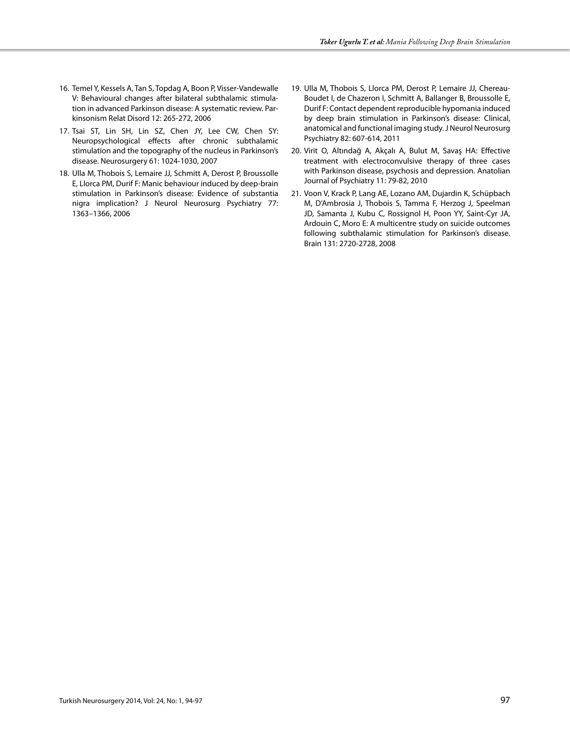16. Temel Y, Kessels A, Tan S, Topdag A, Boon P, Visser-Vandewalle V: Behavioural changes after bilateral subthalamic stimulation in advanced Parkinson disease: A systematic review. Parkinsonism Relat Disord 12: 265-272, 2006

17. Tsai ST, Lin SH, Lin SZ, Chen JY, Lee CW, Chen SY: Neuropsychological effects after chronic subthalamic stimulation and the topography of the nucleus in Parkinson's disease. Neurosurgery 61: 1024-1030, 2007

18. Ulla M, Thobois S, Lemaire JJ, Schmitt A, Derost P, Broussolle E, Llorca PM, Durif F: Manic behaviour induced by deep-brain stimulation in Parkinson's disease: Evidence of substantia nigra implication? J Neurol Neurosurg Psychiatry 77: 1363–1366, 2006

19. Ulla M, Thobois S, Llorca PM, Derost P, Lemaire JJ, Chereau-Boudet I, de Chazeron I, Schmitt A, Ballanger B, Broussolle E, Durif F: Contact dependent reproducible hypomania induced by deep brain stimulation in Parkinson's disease: Clinical, anatomical and functional imaging study. J Neurol Neurosurg Psychiatry 82: 607-614, 2011

20. Virit O, Altındağ A, Akçalı A, Bulut M, Savaş HA: Effective treatment with electroconvulsive therapy of three cases with Parkinson disease, psychosis and depression. Anatolian Journal of Psychiatry 11: 79-82, 2010

21. Voon V, Krack P, Lang AE, Lozano AM, Dujardin K, Schüpbach M, D'Ambrosia J, Thobois S, Tamma F, Herzog J, Speelman JD, Samanta J, Kubu C, Rossignol H, Poon YY, Saint-Cyr JA, Ardouin C, Moro E: A multicentre study on suicide outcomes following subthalamic stimulation for Parkinson's disease. Brain 131: 2720-2728, 2008